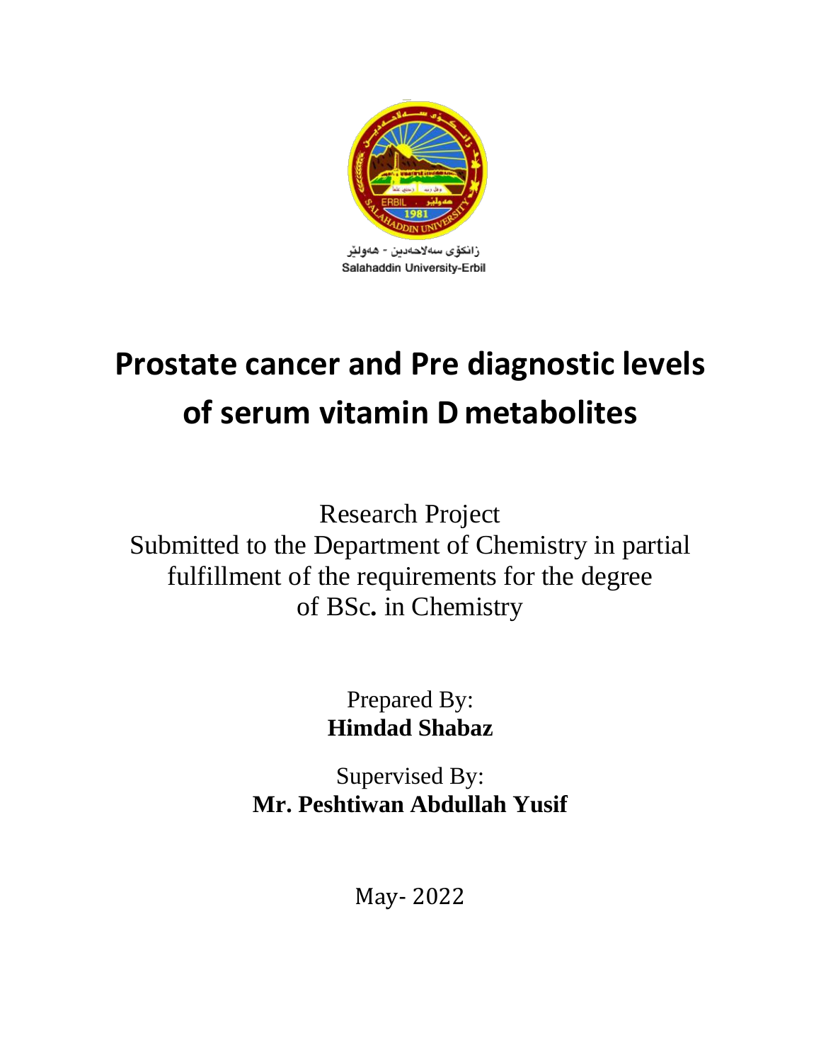زانكۆى سەلاحەدين - هەولێر

Salahaddin University-Erbil

# Prostate cancer and Pre diagnostic levels of serum vitamin D metabolites

Research Project
Submitted to the Department of Chemistry in partial fulfillment of the requirements for the degree of BSc. in Chemistry

Prepared By:
**Himdad Shabaz**

Supervised By:
**Mr. Peshtiwan Abdullah Yusif**

May- 2022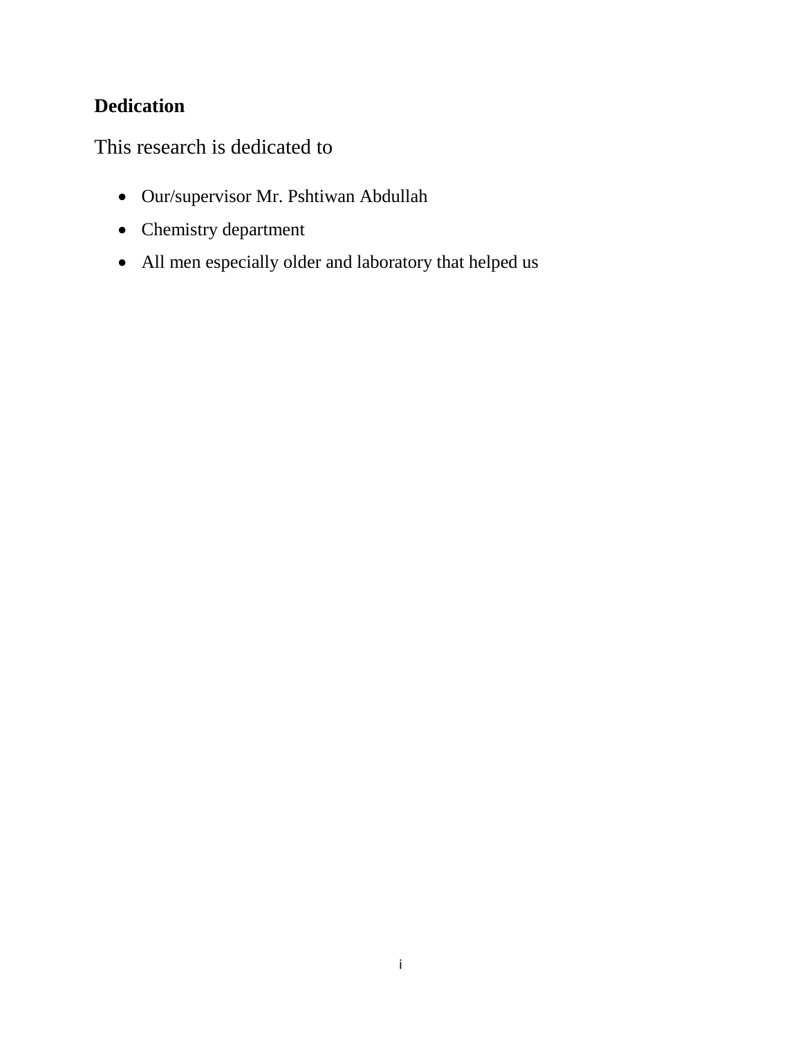## Dedication

This research is dedicated to

- Our/supervisor Mr. Pshtiwan Abdullah
- Chemistry department
- All men especially older and laboratory that helped us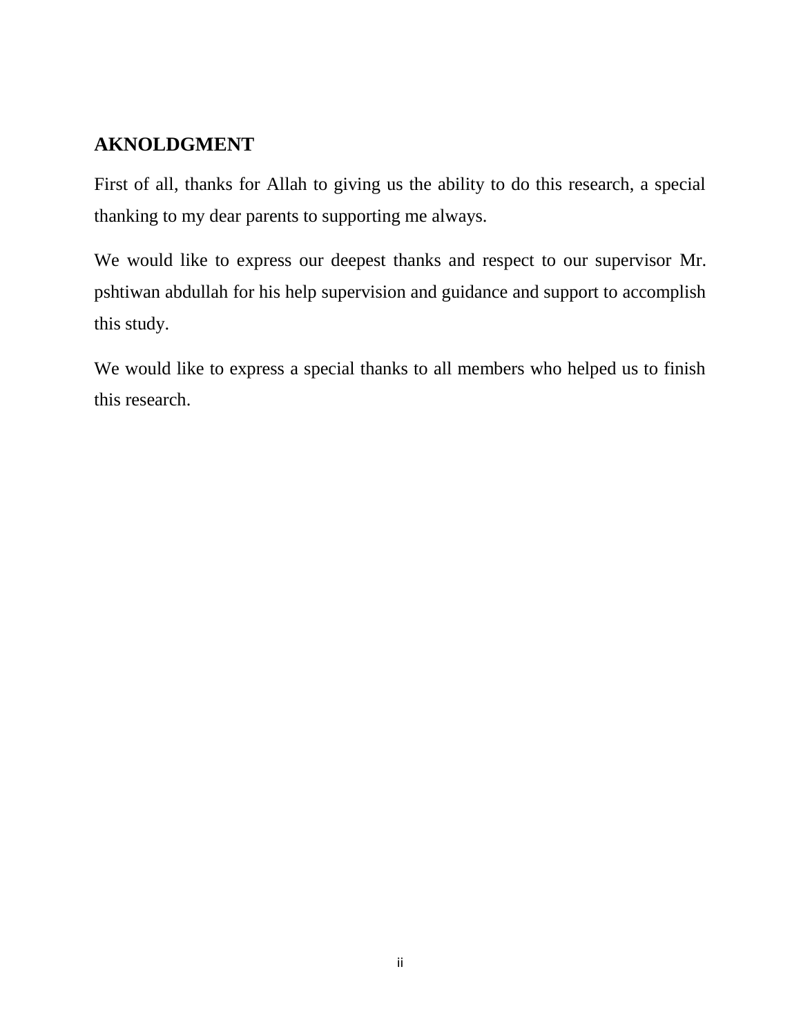## AKNOLDGMENT

First of all, thanks for Allah to giving us the ability to do this research, a special thanking to my dear parents to supporting me always.

We would like to express our deepest thanks and respect to our supervisor Mr. pshtiwan abdullah for his help supervision and guidance and support to accomplish this study.

We would like to express a special thanks to all members who helped us to finish this research.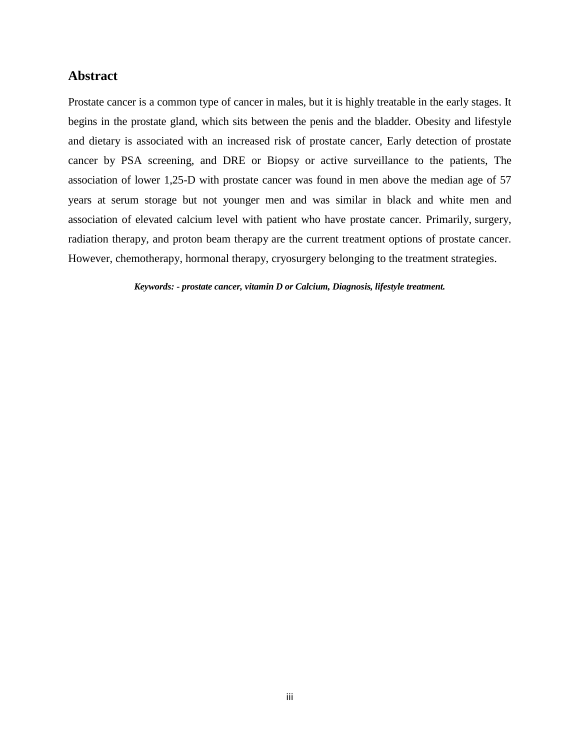## Abstract

Prostate cancer is a common type of cancer in males, but it is highly treatable in the early stages. It begins in the prostate gland, which sits between the penis and the bladder. Obesity and lifestyle and dietary is associated with an increased risk of prostate cancer, Early detection of prostate cancer by PSA screening, and DRE or Biopsy or active surveillance to the patients, The association of lower 1,25-D with prostate cancer was found in men above the median age of 57 years at serum storage but not younger men and was similar in black and white men and association of elevated calcium level with patient who have prostate cancer. Primarily, surgery, radiation therapy, and proton beam therapy are the current treatment options of prostate cancer. However, chemotherapy, hormonal therapy, cryosurgery belonging to the treatment strategies.

***Keywords: - prostate cancer, vitamin D or Calcium, Diagnosis, lifestyle treatment.***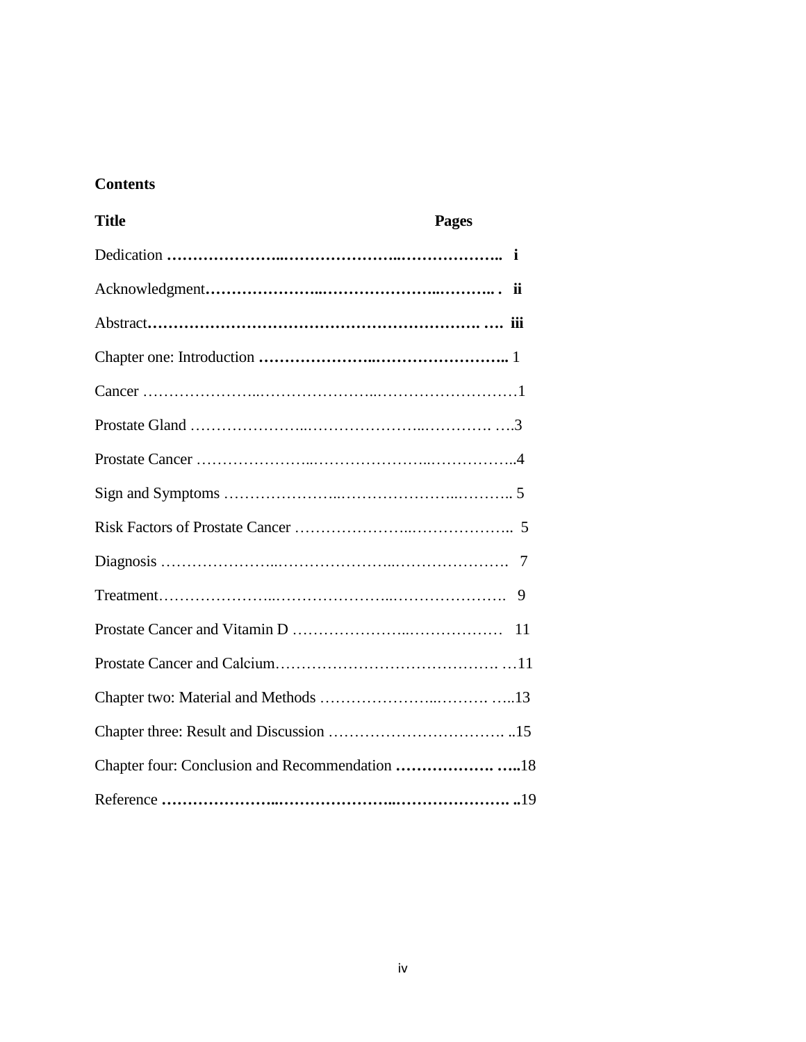**Contents**

| Title | Pages |
|---|---|
| Dedication | i |
| Acknowledgment | ii |
| Abstract | iii |
| Chapter one: Introduction | 1 |
| Cancer | 1 |
| Prostate Gland | 3 |
| Prostate Cancer | 4 |
| Sign and Symptoms | 5 |
| Risk Factors of Prostate Cancer | 5 |
| Diagnosis | 7 |
| Treatment | 9 |
| Prostate Cancer and Vitamin D | 11 |
| Prostate Cancer and Calcium | 11 |
| Chapter two: Material and Methods | 13 |
| Chapter three: Result and Discussion | 15 |
| Chapter four: Conclusion and Recommendation | 18 |
| Reference | 19 |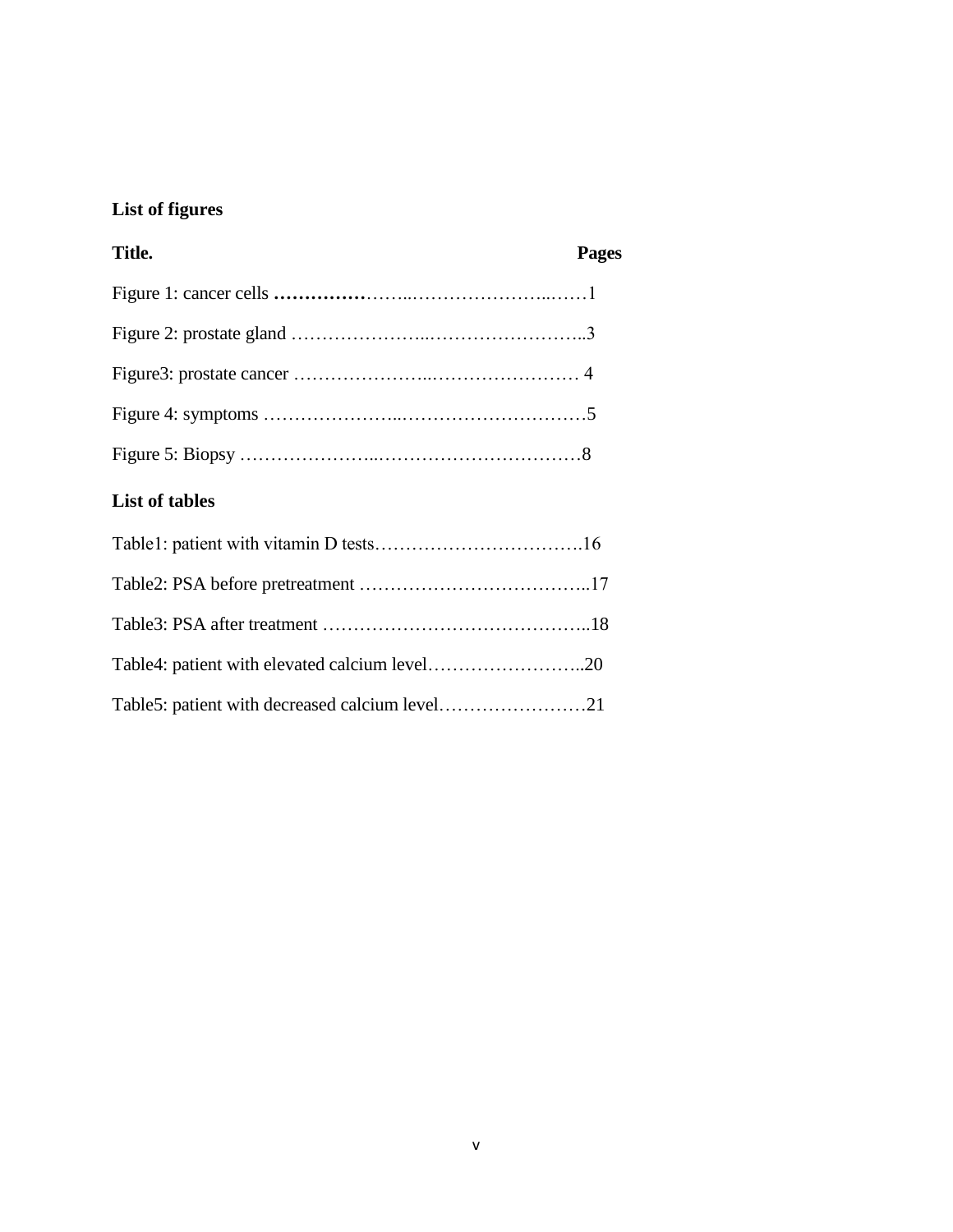**List of figures**

| **Title.** | **Pages** |
|---|---|
| Figure 1: cancer cells | 1 |
| Figure 2: prostate gland | 3 |
| Figure3: prostate cancer | 4 |
| Figure 4: symptoms | 5 |
| Figure 5: Biopsy | 8 |

**List of tables**

| | |
|---|---|
| Table1: patient with vitamin D tests | 16 |
| Table2: PSA before pretreatment | 17 |
| Table3: PSA after treatment | 18 |
| Table4: patient with elevated calcium level | 20 |
| Table5: patient with decreased calcium level | 21 |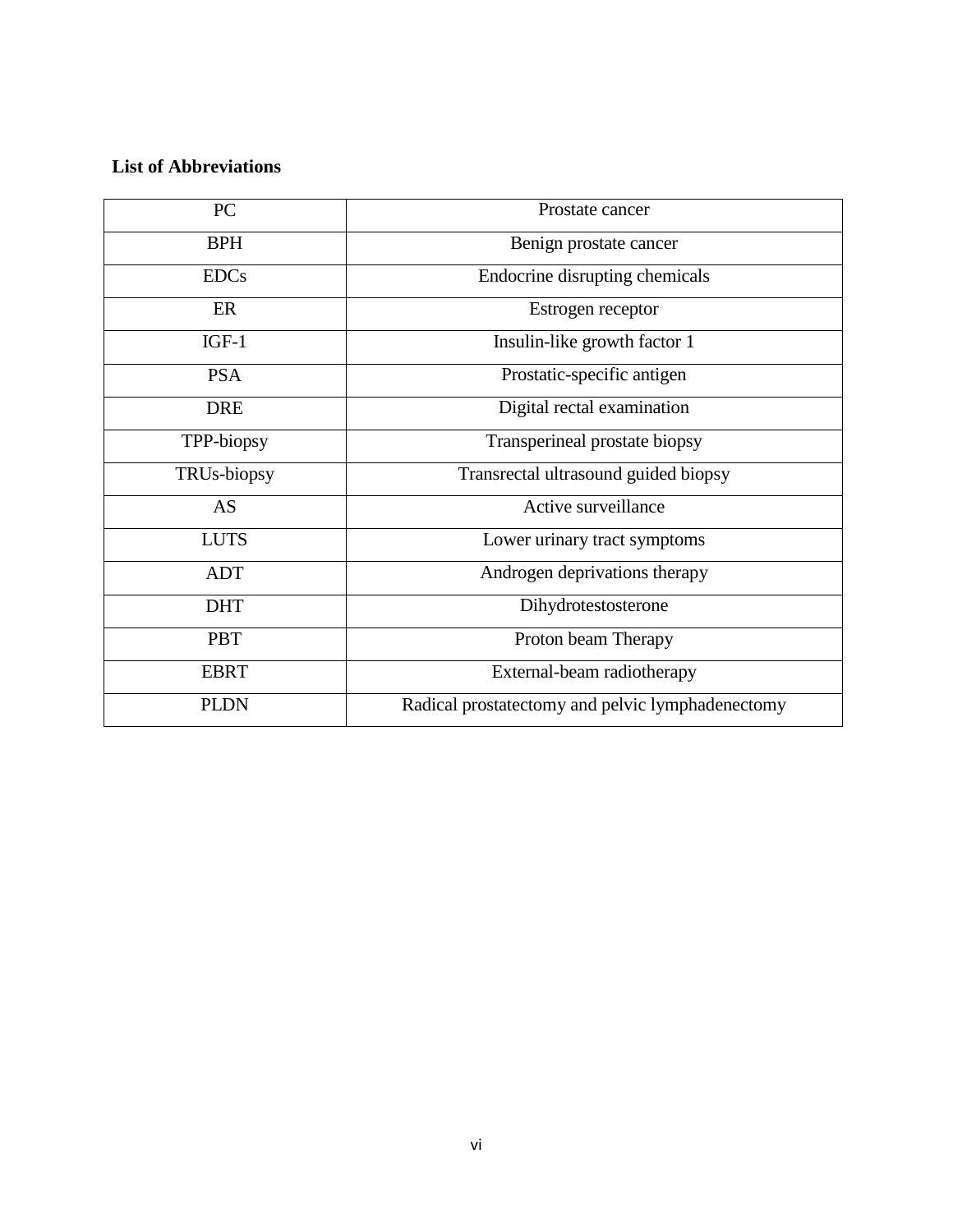**List of Abbreviations**

| PC | Prostate cancer |
|---|---|
| BPH | Benign prostate cancer |
| EDCs | Endocrine disrupting chemicals |
| ER | Estrogen receptor |
| IGF-1 | Insulin-like growth factor 1 |
| PSA | Prostatic-specific antigen |
| DRE | Digital rectal examination |
| TPP-biopsy | Transperineal prostate biopsy |
| TRUs-biopsy | Transrectal ultrasound guided biopsy |
| AS | Active surveillance |
| LUTS | Lower urinary tract symptoms |
| ADT | Androgen deprivations therapy |
| DHT | Dihydrotestosterone |
| PBT | Proton beam Therapy |
| EBRT | External-beam radiotherapy |
| PLDN | Radical prostatectomy and pelvic lymphadenectomy |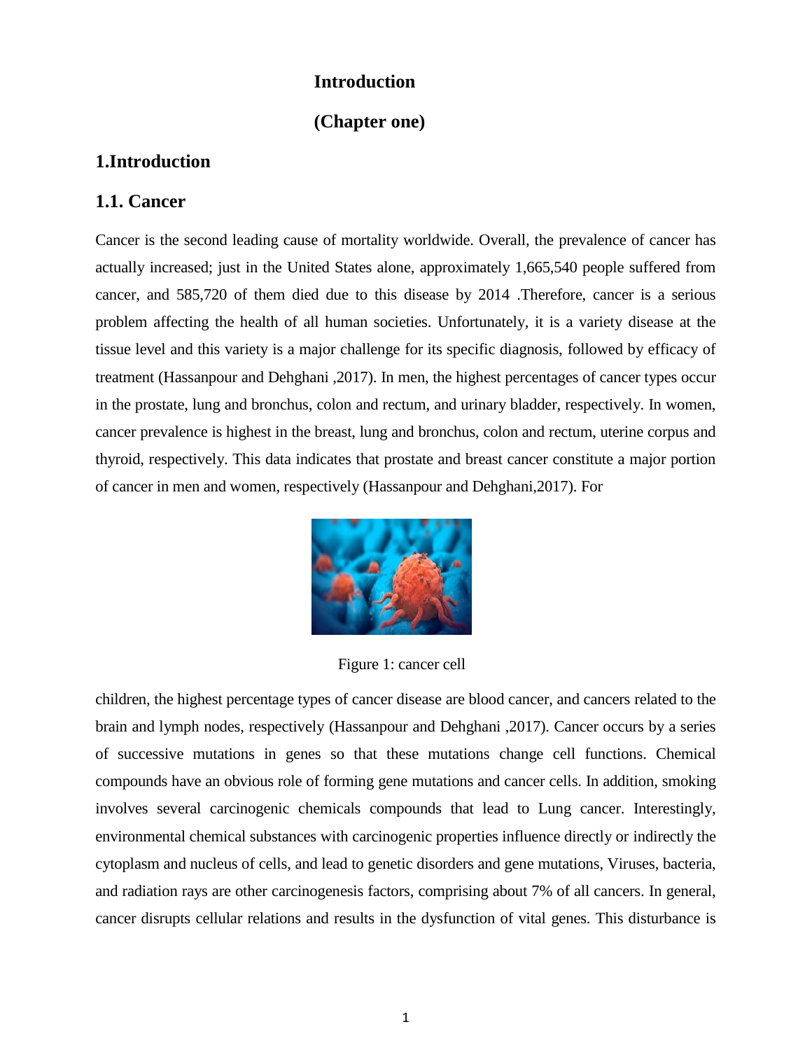# Introduction

# (Chapter one)

## 1.Introduction

### 1.1. Cancer

Cancer is the second leading cause of mortality worldwide. Overall, the prevalence of cancer has actually increased; just in the United States alone, approximately 1,665,540 people suffered from cancer, and 585,720 of them died due to this disease by 2014 .Therefore, cancer is a serious problem affecting the health of all human societies. Unfortunately, it is a variety disease at the tissue level and this variety is a major challenge for its specific diagnosis, followed by efficacy of treatment (Hassanpour and Dehghani ,2017). In men, the highest percentages of cancer types occur in the prostate, lung and bronchus, colon and rectum, and urinary bladder, respectively. In women, cancer prevalence is highest in the breast, lung and bronchus, colon and rectum, uterine corpus and thyroid, respectively. This data indicates that prostate and breast cancer constitute a major portion of cancer in men and women, respectively (Hassanpour and Dehghani,2017). For

Figure 1: cancer cell

children, the highest percentage types of cancer disease are blood cancer, and cancers related to the brain and lymph nodes, respectively (Hassanpour and Dehghani ,2017). Cancer occurs by a series of successive mutations in genes so that these mutations change cell functions. Chemical compounds have an obvious role of forming gene mutations and cancer cells. In addition, smoking involves several carcinogenic chemicals compounds that lead to Lung cancer. Interestingly, environmental chemical substances with carcinogenic properties influence directly or indirectly the cytoplasm and nucleus of cells, and lead to genetic disorders and gene mutations, Viruses, bacteria, and radiation rays are other carcinogenesis factors, comprising about 7% of all cancers. In general, cancer disrupts cellular relations and results in the dysfunction of vital genes. This disturbance is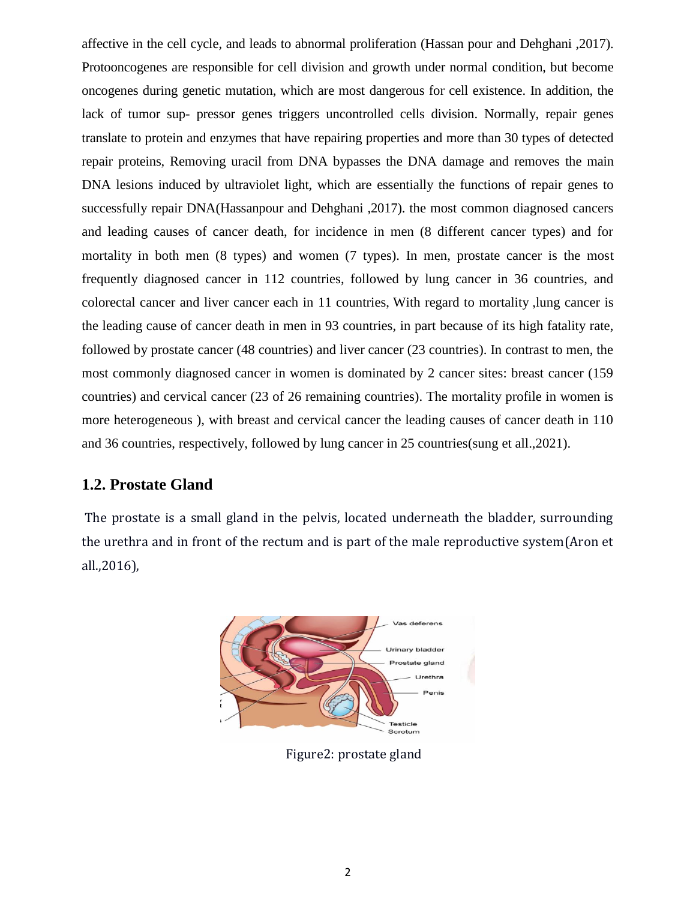affective in the cell cycle, and leads to abnormal proliferation (Hassan pour and Dehghani ,2017). Protooncogenes are responsible for cell division and growth under normal condition, but become oncogenes during genetic mutation, which are most dangerous for cell existence. In addition, the lack of tumor sup- pressor genes triggers uncontrolled cells division. Normally, repair genes translate to protein and enzymes that have repairing properties and more than 30 types of detected repair proteins, Removing uracil from DNA bypasses the DNA damage and removes the main DNA lesions induced by ultraviolet light, which are essentially the functions of repair genes to successfully repair DNA(Hassanpour and Dehghani ,2017). the most common diagnosed cancers and leading causes of cancer death, for incidence in men (8 different cancer types) and for mortality in both men (8 types) and women (7 types). In men, prostate cancer is the most frequently diagnosed cancer in 112 countries, followed by lung cancer in 36 countries, and colorectal cancer and liver cancer each in 11 countries, With regard to mortality ,lung cancer is the leading cause of cancer death in men in 93 countries, in part because of its high fatality rate, followed by prostate cancer (48 countries) and liver cancer (23 countries). In contrast to men, the most commonly diagnosed cancer in women is dominated by 2 cancer sites: breast cancer (159 countries) and cervical cancer (23 of 26 remaining countries). The mortality profile in women is more heterogeneous ), with breast and cervical cancer the leading causes of cancer death in 110 and 36 countries, respectively, followed by lung cancer in 25 countries(sung et all.,2021).

## 1.2. Prostate Gland

The prostate is a small gland in the pelvis, located underneath the bladder, surrounding the urethra and in front of the rectum and is part of the male reproductive system(Aron et all.,2016),

Figure2: prostate gland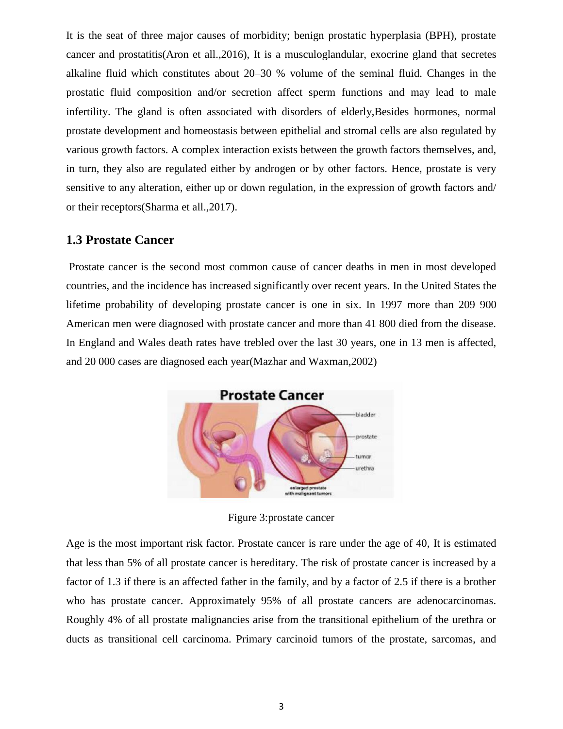It is the seat of three major causes of morbidity; benign prostatic hyperplasia (BPH), prostate cancer and prostatitis(Aron et all.,2016), It is a musculoglandular, exocrine gland that secretes alkaline fluid which constitutes about 20–30 % volume of the seminal fluid. Changes in the prostatic fluid composition and/or secretion affect sperm functions and may lead to male infertility. The gland is often associated with disorders of elderly,Besides hormones, normal prostate development and homeostasis between epithelial and stromal cells are also regulated by various growth factors. A complex interaction exists between the growth factors themselves, and, in turn, they also are regulated either by androgen or by other factors. Hence, prostate is very sensitive to any alteration, either up or down regulation, in the expression of growth factors and/ or their receptors(Sharma et all.,2017).

### 1.3 Prostate Cancer

Prostate cancer is the second most common cause of cancer deaths in men in most developed countries, and the incidence has increased significantly over recent years. In the United States the lifetime probability of developing prostate cancer is one in six. In 1997 more than 209 900 American men were diagnosed with prostate cancer and more than 41 800 died from the disease. In England and Wales death rates have trebled over the last 30 years, one in 13 men is affected, and 20 000 cases are diagnosed each year(Mazhar and Waxman,2002)

Figure 3:prostate cancer

Age is the most important risk factor. Prostate cancer is rare under the age of 40, It is estimated that less than 5% of all prostate cancer is hereditary. The risk of prostate cancer is increased by a factor of 1.3 if there is an affected father in the family, and by a factor of 2.5 if there is a brother who has prostate cancer. Approximately 95% of all prostate cancers are adenocarcinomas. Roughly 4% of all prostate malignancies arise from the transitional epithelium of the urethra or ducts as transitional cell carcinoma. Primary carcinoid tumors of the prostate, sarcomas, and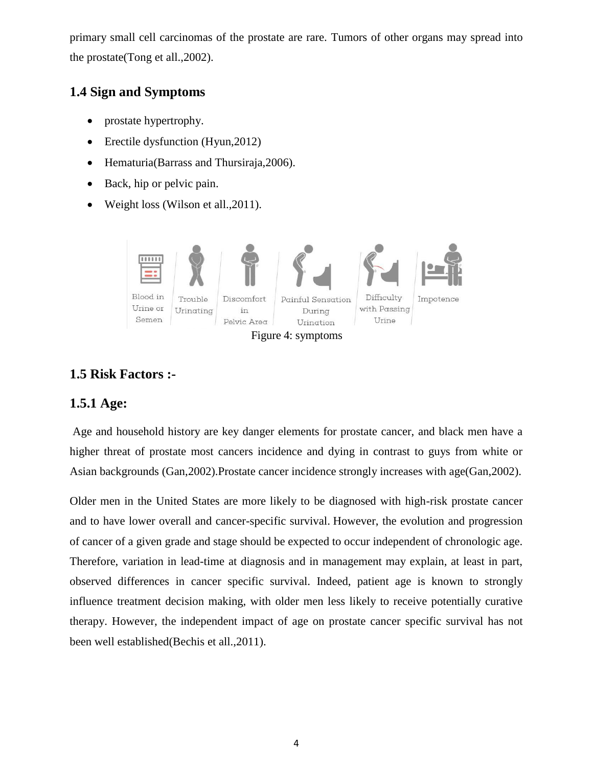primary small cell carcinomas of the prostate are rare. Tumors of other organs may spread into the prostate(Tong et all.,2002).

## 1.4 Sign and Symptoms

- prostate hypertrophy.
- Erectile dysfunction (Hyun,2012)
- Hematuria(Barrass and Thursiraja,2006).
- Back, hip or pelvic pain.
- Weight loss (Wilson et all.,2011).

Figure 4: symptoms

## 1.5 Risk Factors :-

### 1.5.1 Age:

Age and household history are key danger elements for prostate cancer, and black men have a higher threat of prostate most cancers incidence and dying in contrast to guys from white or Asian backgrounds (Gan,2002).Prostate cancer incidence strongly increases with age(Gan,2002).

Older men in the United States are more likely to be diagnosed with high-risk prostate cancer and to have lower overall and cancer-specific survival. However, the evolution and progression of cancer of a given grade and stage should be expected to occur independent of chronologic age. Therefore, variation in lead-time at diagnosis and in management may explain, at least in part, observed differences in cancer specific survival. Indeed, patient age is known to strongly influence treatment decision making, with older men less likely to receive potentially curative therapy. However, the independent impact of age on prostate cancer specific survival has not been well established(Bechis et all.,2011).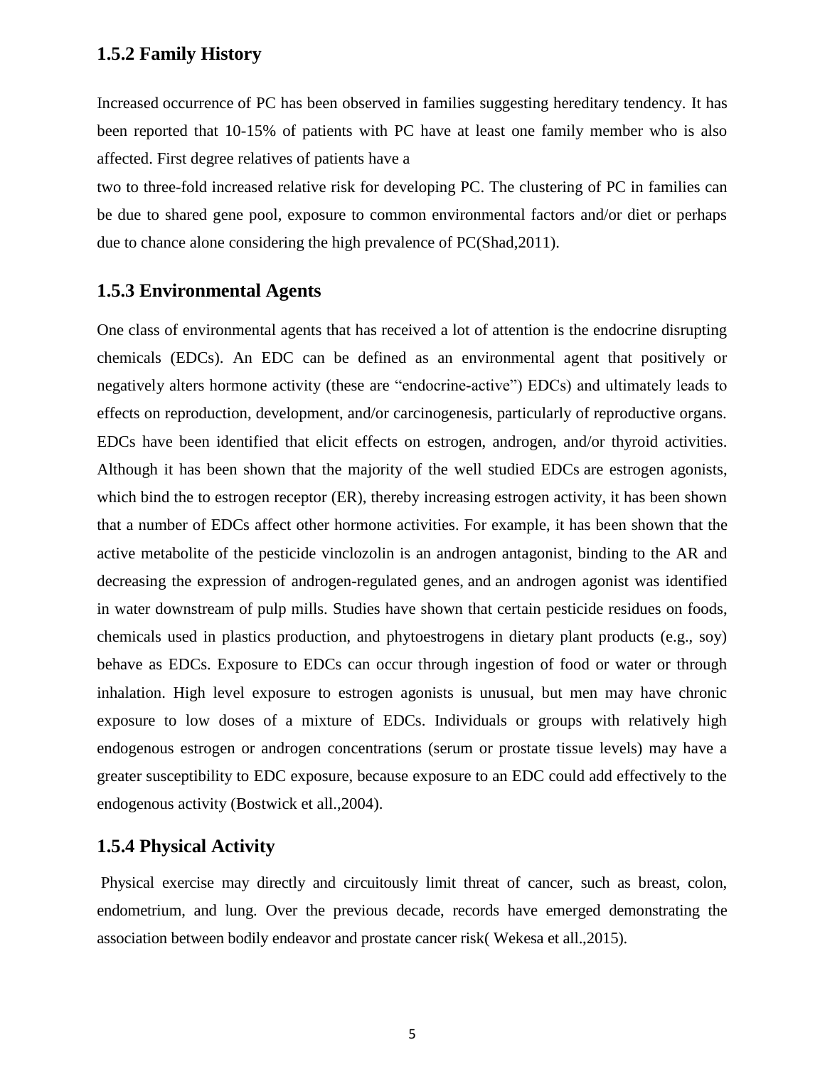### 1.5.2 Family History

Increased occurrence of PC has been observed in families suggesting hereditary tendency. It has been reported that 10-15% of patients with PC have at least one family member who is also affected. First degree relatives of patients have a

two to three-fold increased relative risk for developing PC. The clustering of PC in families can be due to shared gene pool, exposure to common environmental factors and/or diet or perhaps due to chance alone considering the high prevalence of PC(Shad,2011).

### 1.5.3 Environmental Agents

One class of environmental agents that has received a lot of attention is the endocrine disrupting chemicals (EDCs). An EDC can be defined as an environmental agent that positively or negatively alters hormone activity (these are "endocrine-active") EDCs) and ultimately leads to effects on reproduction, development, and/or carcinogenesis, particularly of reproductive organs. EDCs have been identified that elicit effects on estrogen, androgen, and/or thyroid activities. Although it has been shown that the majority of the well studied EDCs are estrogen agonists, which bind the to estrogen receptor (ER), thereby increasing estrogen activity, it has been shown that a number of EDCs affect other hormone activities. For example, it has been shown that the active metabolite of the pesticide vinclozolin is an androgen antagonist, binding to the AR and decreasing the expression of androgen-regulated genes, and an androgen agonist was identified in water downstream of pulp mills. Studies have shown that certain pesticide residues on foods, chemicals used in plastics production, and phytoestrogens in dietary plant products (e.g., soy) behave as EDCs. Exposure to EDCs can occur through ingestion of food or water or through inhalation. High level exposure to estrogen agonists is unusual, but men may have chronic exposure to low doses of a mixture of EDCs. Individuals or groups with relatively high endogenous estrogen or androgen concentrations (serum or prostate tissue levels) may have a greater susceptibility to EDC exposure, because exposure to an EDC could add effectively to the endogenous activity (Bostwick et all.,2004).

### 1.5.4 Physical Activity

Physical exercise may directly and circuitously limit threat of cancer, such as breast, colon, endometrium, and lung. Over the previous decade, records have emerged demonstrating the association between bodily endeavor and prostate cancer risk( Wekesa et all.,2015).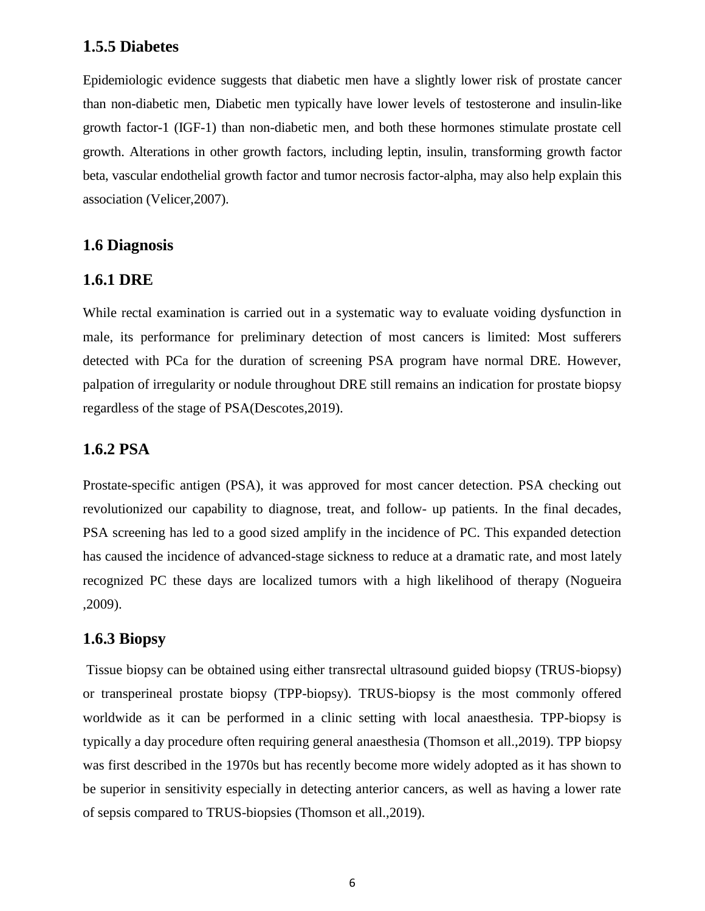### 1.5.5 Diabetes

Epidemiologic evidence suggests that diabetic men have a slightly lower risk of prostate cancer than non-diabetic men, Diabetic men typically have lower levels of testosterone and insulin-like growth factor-1 (IGF-1) than non-diabetic men, and both these hormones stimulate prostate cell growth. Alterations in other growth factors, including leptin, insulin, transforming growth factor beta, vascular endothelial growth factor and tumor necrosis factor-alpha, may also help explain this association (Velicer,2007).

## 1.6 Diagnosis

### 1.6.1 DRE

While rectal examination is carried out in a systematic way to evaluate voiding dysfunction in male, its performance for preliminary detection of most cancers is limited: Most sufferers detected with PCa for the duration of screening PSA program have normal DRE. However, palpation of irregularity or nodule throughout DRE still remains an indication for prostate biopsy regardless of the stage of PSA(Descotes,2019).

### 1.6.2 PSA

Prostate-specific antigen (PSA), it was approved for most cancer detection. PSA checking out revolutionized our capability to diagnose, treat, and follow- up patients. In the final decades, PSA screening has led to a good sized amplify in the incidence of PC. This expanded detection has caused the incidence of advanced-stage sickness to reduce at a dramatic rate, and most lately recognized PC these days are localized tumors with a high likelihood of therapy (Nogueira ,2009).

### 1.6.3 Biopsy

Tissue biopsy can be obtained using either transrectal ultrasound guided biopsy (TRUS-biopsy) or transperineal prostate biopsy (TPP-biopsy). TRUS-biopsy is the most commonly offered worldwide as it can be performed in a clinic setting with local anaesthesia. TPP-biopsy is typically a day procedure often requiring general anaesthesia (Thomson et all.,2019). TPP biopsy was first described in the 1970s but has recently become more widely adopted as it has shown to be superior in sensitivity especially in detecting anterior cancers, as well as having a lower rate of sepsis compared to TRUS-biopsies (Thomson et all.,2019).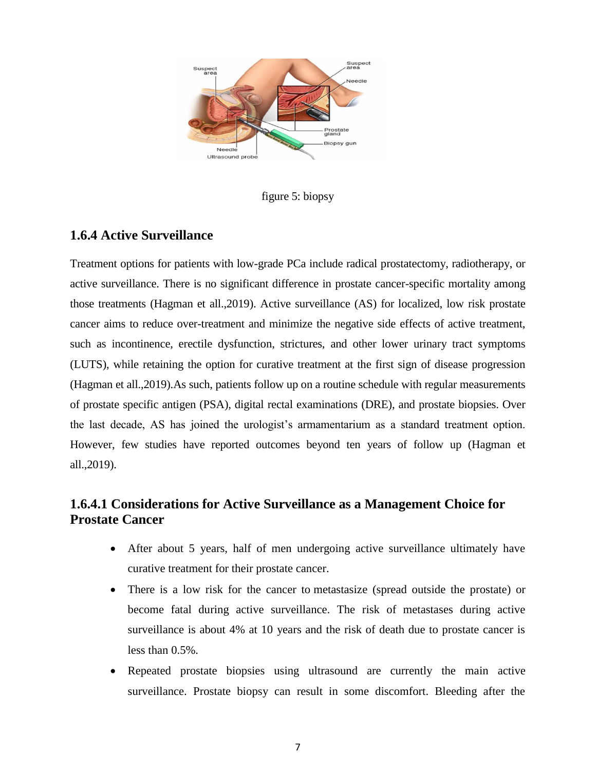figure 5: biopsy

### 1.6.4 Active Surveillance

Treatment options for patients with low-grade PCa include radical prostatectomy, radiotherapy, or active surveillance. There is no significant difference in prostate cancer-specific mortality among those treatments (Hagman et all.,2019). Active surveillance (AS) for localized, low risk prostate cancer aims to reduce over-treatment and minimize the negative side effects of active treatment, such as incontinence, erectile dysfunction, strictures, and other lower urinary tract symptoms (LUTS), while retaining the option for curative treatment at the first sign of disease progression (Hagman et all.,2019).As such, patients follow up on a routine schedule with regular measurements of prostate specific antigen (PSA), digital rectal examinations (DRE), and prostate biopsies. Over the last decade, AS has joined the urologist's armamentarium as a standard treatment option. However, few studies have reported outcomes beyond ten years of follow up (Hagman et all.,2019).

#### 1.6.4.1 Considerations for Active Surveillance as a Management Choice for Prostate Cancer

- After about 5 years, half of men undergoing active surveillance ultimately have curative treatment for their prostate cancer.
- There is a low risk for the cancer to metastasize (spread outside the prostate) or become fatal during active surveillance. The risk of metastases during active surveillance is about 4% at 10 years and the risk of death due to prostate cancer is less than 0.5%.
- Repeated prostate biopsies using ultrasound are currently the main active surveillance. Prostate biopsy can result in some discomfort. Bleeding after the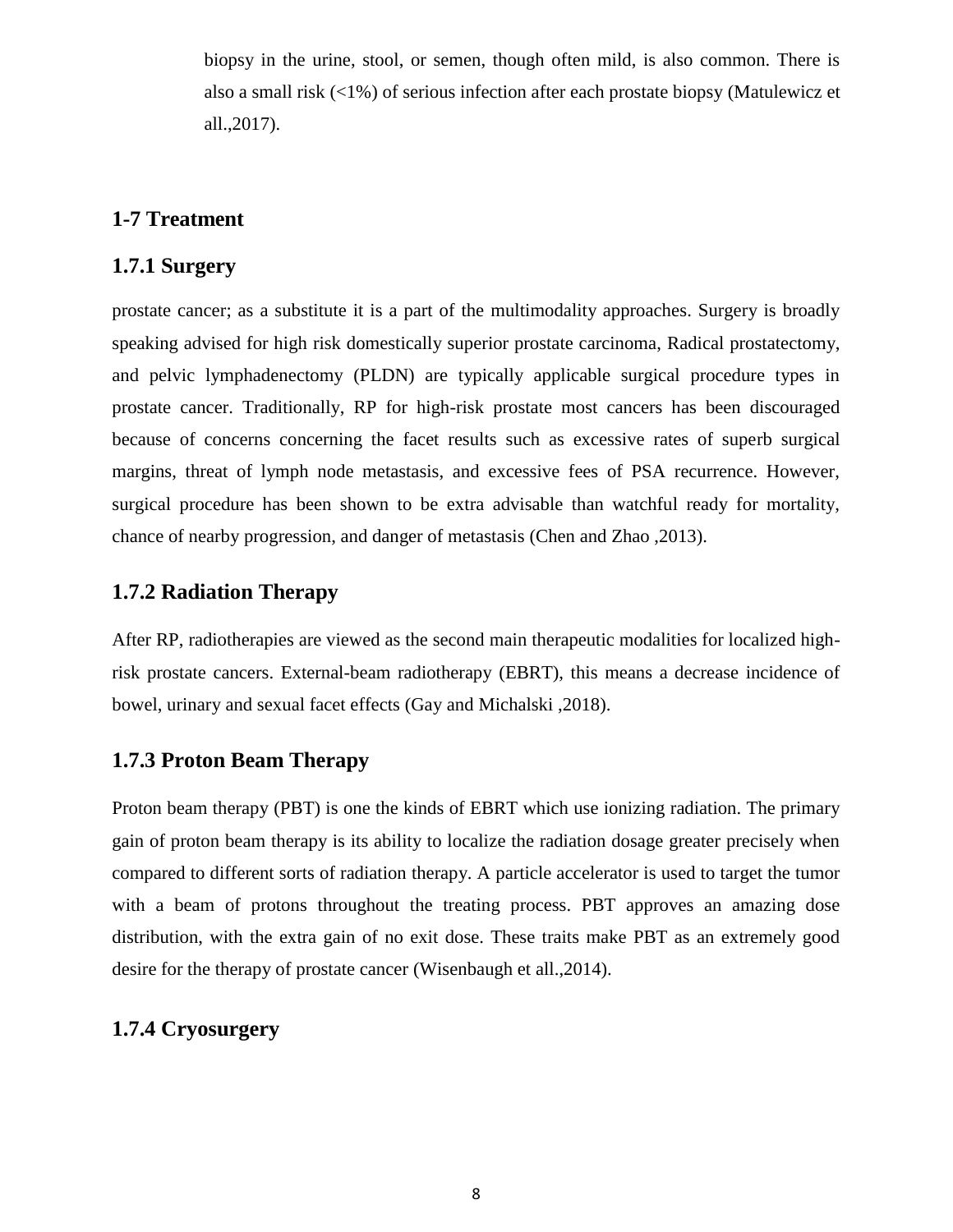biopsy in the urine, stool, or semen, though often mild, is also common. There is also a small risk (<1%) of serious infection after each prostate biopsy (Matulewicz et all.,2017).

## 1-7 Treatment

### 1.7.1 Surgery

prostate cancer; as a substitute it is a part of the multimodality approaches. Surgery is broadly speaking advised for high risk domestically superior prostate carcinoma, Radical prostatectomy, and pelvic lymphadenectomy (PLDN) are typically applicable surgical procedure types in prostate cancer. Traditionally, RP for high-risk prostate most cancers has been discouraged because of concerns concerning the facet results such as excessive rates of superb surgical margins, threat of lymph node metastasis, and excessive fees of PSA recurrence. However, surgical procedure has been shown to be extra advisable than watchful ready for mortality, chance of nearby progression, and danger of metastasis (Chen and Zhao ,2013).

### 1.7.2 Radiation Therapy

After RP, radiotherapies are viewed as the second main therapeutic modalities for localized high-risk prostate cancers. External-beam radiotherapy (EBRT), this means a decrease incidence of bowel, urinary and sexual facet effects (Gay and Michalski ,2018).

### 1.7.3 Proton Beam Therapy

Proton beam therapy (PBT) is one the kinds of EBRT which use ionizing radiation. The primary gain of proton beam therapy is its ability to localize the radiation dosage greater precisely when compared to different sorts of radiation therapy. A particle accelerator is used to target the tumor with a beam of protons throughout the treating process. PBT approves an amazing dose distribution, with the extra gain of no exit dose. These traits make PBT as an extremely good desire for the therapy of prostate cancer (Wisenbaugh et all.,2014).

### 1.7.4 Cryosurgery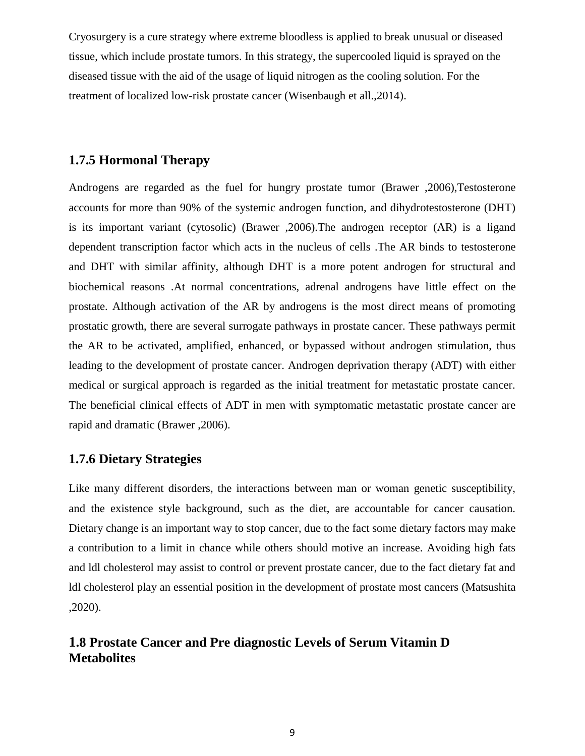Cryosurgery is a cure strategy where extreme bloodless is applied to break unusual or diseased tissue, which include prostate tumors. In this strategy, the supercooled liquid is sprayed on the diseased tissue with the aid of the usage of liquid nitrogen as the cooling solution. For the treatment of localized low-risk prostate cancer (Wisenbaugh et all.,2014).

### 1.7.5 Hormonal Therapy

Androgens are regarded as the fuel for hungry prostate tumor (Brawer ,2006),Testosterone accounts for more than 90% of the systemic androgen function, and dihydrotestosterone (DHT) is its important variant (cytosolic) (Brawer ,2006).The androgen receptor (AR) is a ligand dependent transcription factor which acts in the nucleus of cells .The AR binds to testosterone and DHT with similar affinity, although DHT is a more potent androgen for structural and biochemical reasons .At normal concentrations, adrenal androgens have little effect on the prostate. Although activation of the AR by androgens is the most direct means of promoting prostatic growth, there are several surrogate pathways in prostate cancer. These pathways permit the AR to be activated, amplified, enhanced, or bypassed without androgen stimulation, thus leading to the development of prostate cancer. Androgen deprivation therapy (ADT) with either medical or surgical approach is regarded as the initial treatment for metastatic prostate cancer. The beneficial clinical effects of ADT in men with symptomatic metastatic prostate cancer are rapid and dramatic (Brawer ,2006).

### 1.7.6 Dietary Strategies

Like many different disorders, the interactions between man or woman genetic susceptibility, and the existence style background, such as the diet, are accountable for cancer causation. Dietary change is an important way to stop cancer, due to the fact some dietary factors may make a contribution to a limit in chance while others should motive an increase. Avoiding high fats and ldl cholesterol may assist to control or prevent prostate cancer, due to the fact dietary fat and ldl cholesterol play an essential position in the development of prostate most cancers (Matsushita ,2020).

## 1.8 Prostate Cancer and Pre diagnostic Levels of Serum Vitamin D Metabolites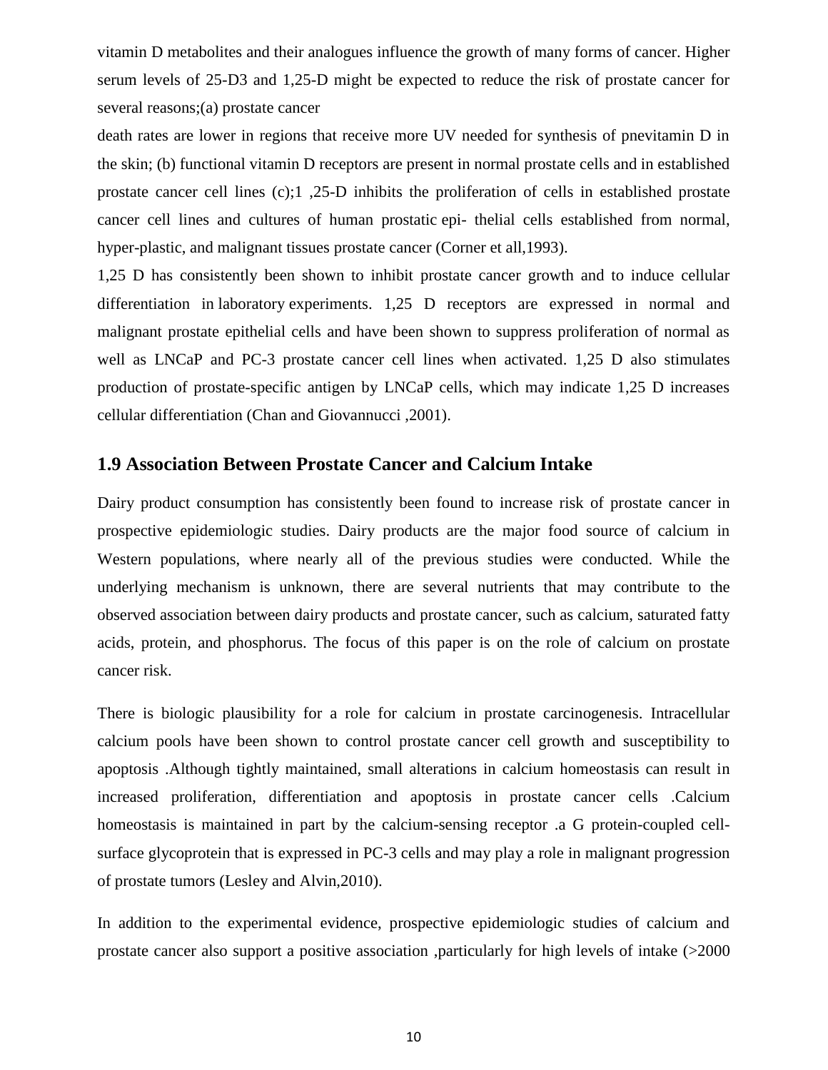vitamin D metabolites and their analogues influence the growth of many forms of cancer. Higher serum levels of 25-D3 and 1,25-D might be expected to reduce the risk of prostate cancer for several reasons;(a) prostate cancer

death rates are lower in regions that receive more UV needed for synthesis of pnevitamin D in the skin; (b) functional vitamin D receptors are present in normal prostate cells and in established prostate cancer cell lines (c);1 ,25-D inhibits the proliferation of cells in established prostate cancer cell lines and cultures of human prostatic epi- thelial cells established from normal, hyper-plastic, and malignant tissues prostate cancer (Corner et all,1993).

1,25 D has consistently been shown to inhibit prostate cancer growth and to induce cellular differentiation in laboratory experiments. 1,25 D receptors are expressed in normal and malignant prostate epithelial cells and have been shown to suppress proliferation of normal as well as LNCaP and PC-3 prostate cancer cell lines when activated. 1,25 D also stimulates production of prostate-specific antigen by LNCaP cells, which may indicate 1,25 D increases cellular differentiation (Chan and Giovannucci ,2001).

## 1.9 Association Between Prostate Cancer and Calcium Intake

Dairy product consumption has consistently been found to increase risk of prostate cancer in prospective epidemiologic studies. Dairy products are the major food source of calcium in Western populations, where nearly all of the previous studies were conducted. While the underlying mechanism is unknown, there are several nutrients that may contribute to the observed association between dairy products and prostate cancer, such as calcium, saturated fatty acids, protein, and phosphorus. The focus of this paper is on the role of calcium on prostate cancer risk.

There is biologic plausibility for a role for calcium in prostate carcinogenesis. Intracellular calcium pools have been shown to control prostate cancer cell growth and susceptibility to apoptosis .Although tightly maintained, small alterations in calcium homeostasis can result in increased proliferation, differentiation and apoptosis in prostate cancer cells .Calcium homeostasis is maintained in part by the calcium-sensing receptor .a G protein-coupled cell-surface glycoprotein that is expressed in PC-3 cells and may play a role in malignant progression of prostate tumors (Lesley and Alvin,2010).

In addition to the experimental evidence, prospective epidemiologic studies of calcium and prostate cancer also support a positive association ,particularly for high levels of intake (>2000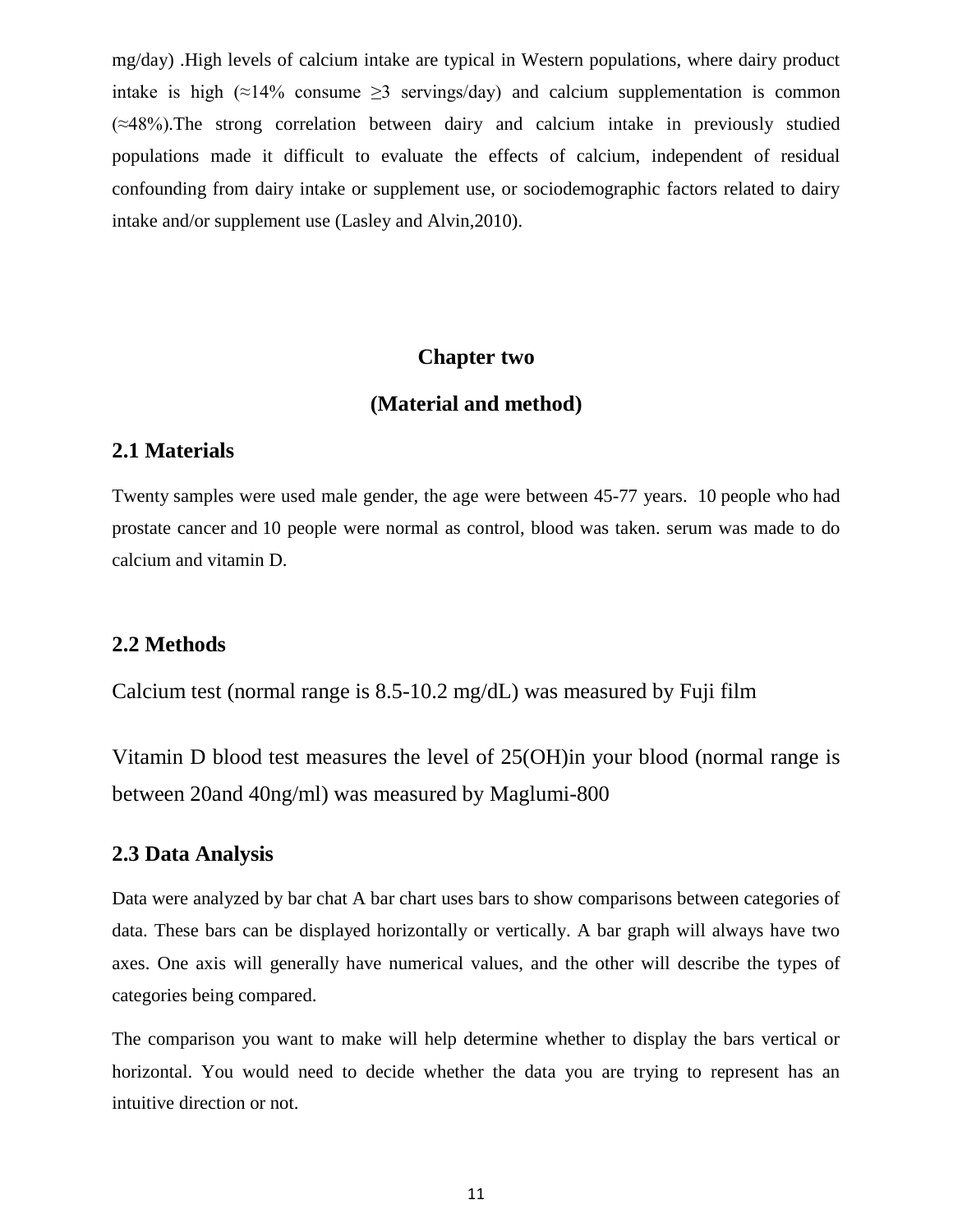mg/day) .High levels of calcium intake are typical in Western populations, where dairy product intake is high (≈14% consume ≥3 servings/day) and calcium supplementation is common (≈48%).The strong correlation between dairy and calcium intake in previously studied populations made it difficult to evaluate the effects of calcium, independent of residual confounding from dairy intake or supplement use, or sociodemographic factors related to dairy intake and/or supplement use (Lasley and Alvin,2010).

# Chapter two

# (Material and method)

## 2.1 Materials

Twenty samples were used male gender, the age were between 45-77 years. 10 people who had prostate cancer and 10 people were normal as control, blood was taken. serum was made to do calcium and vitamin D.

## 2.2 Methods

Calcium test (normal range is 8.5-10.2 mg/dL) was measured by Fuji film

Vitamin D blood test measures the level of 25(OH)in your blood (normal range is between 20and 40ng/ml) was measured by Maglumi-800

## 2.3 Data Analysis

Data were analyzed by bar chat A bar chart uses bars to show comparisons between categories of data. These bars can be displayed horizontally or vertically. A bar graph will always have two axes. One axis will generally have numerical values, and the other will describe the types of categories being compared.

The comparison you want to make will help determine whether to display the bars vertical or horizontal. You would need to decide whether the data you are trying to represent has an intuitive direction or not.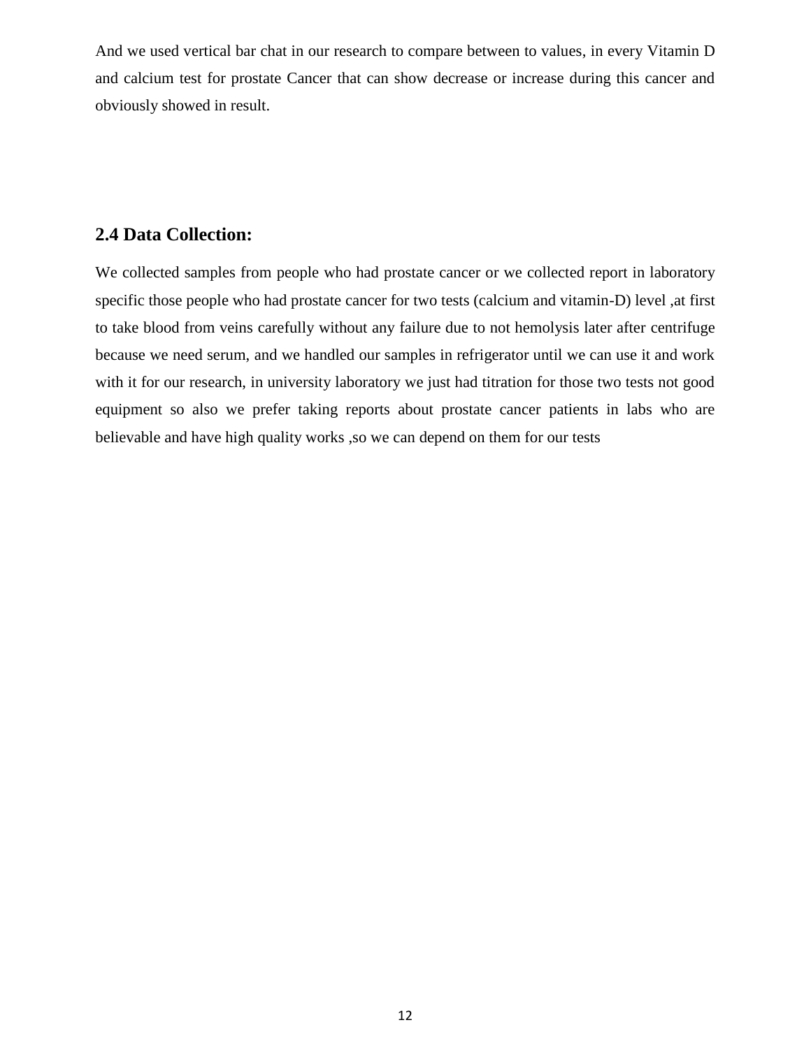And we used vertical bar chat in our research to compare between to values, in every Vitamin D and calcium test for prostate Cancer that can show decrease or increase during this cancer and obviously showed in result.

## 2.4 Data Collection:

We collected samples from people who had prostate cancer or we collected report in laboratory specific those people who had prostate cancer for two tests (calcium and vitamin-D) level ,at first to take blood from veins carefully without any failure due to not hemolysis later after centrifuge because we need serum, and we handled our samples in refrigerator until we can use it and work with it for our research, in university laboratory we just had titration for those two tests not good equipment so also we prefer taking reports about prostate cancer patients in labs who are believable and have high quality works ,so we can depend on them for our tests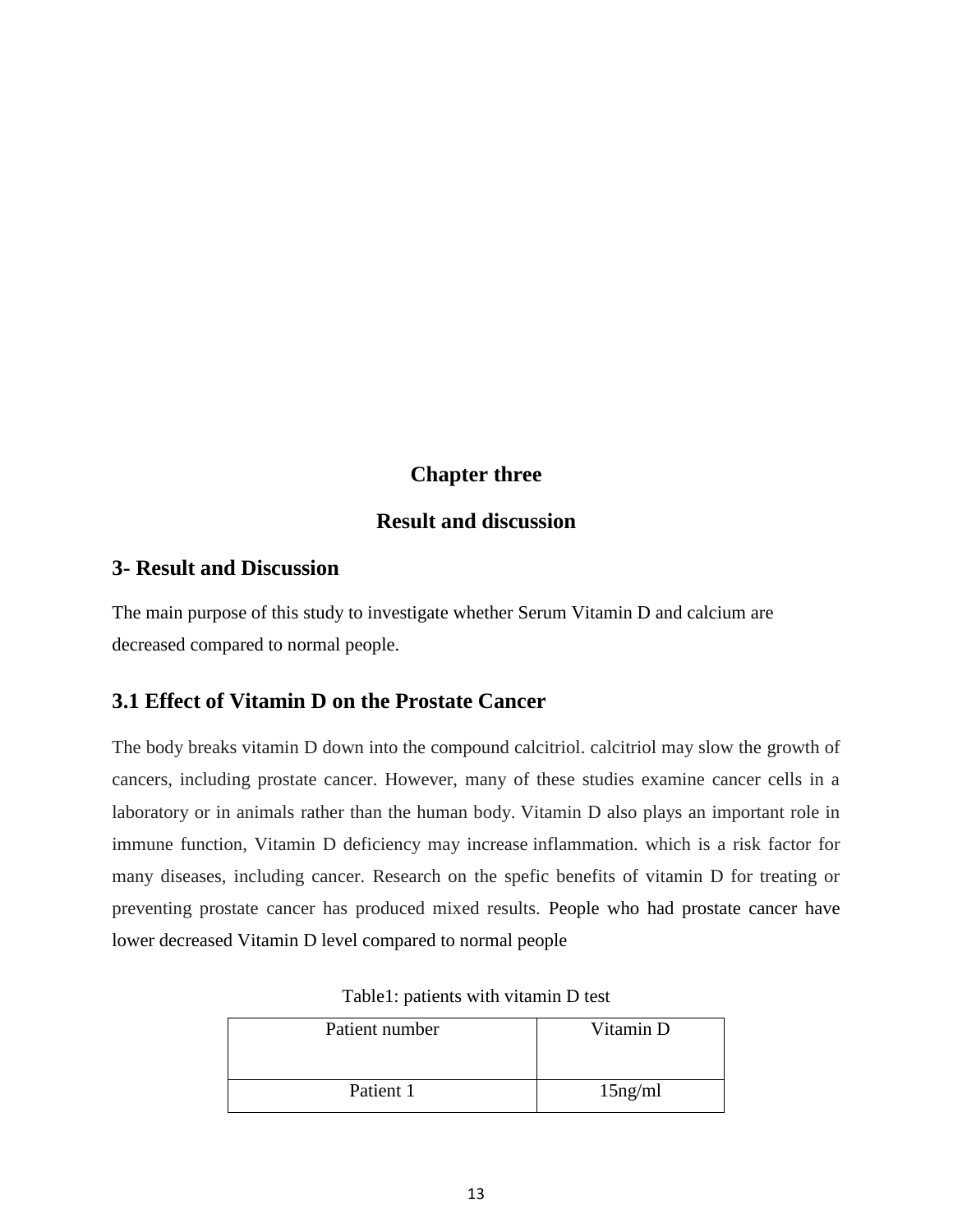# Chapter three

## Result and discussion

## 3- Result and Discussion

The main purpose of this study to investigate whether Serum Vitamin D and calcium are decreased compared to normal people.

## 3.1 Effect of Vitamin D on the Prostate Cancer

The body breaks vitamin D down into the compound calcitriol. calcitriol may slow the growth of cancers, including prostate cancer. However, many of these studies examine cancer cells in a laboratory or in animals rather than the human body. Vitamin D also plays an important role in immune function, Vitamin D deficiency may increase inflammation. which is a risk factor for many diseases, including cancer. Research on the spefic benefits of vitamin D for treating or preventing prostate cancer has produced mixed results. People who had prostate cancer have lower decreased Vitamin D level compared to normal people

Table1: patients with vitamin D test

| Patient number | Vitamin D |
| --- | --- |
| Patient 1 | 15ng/ml |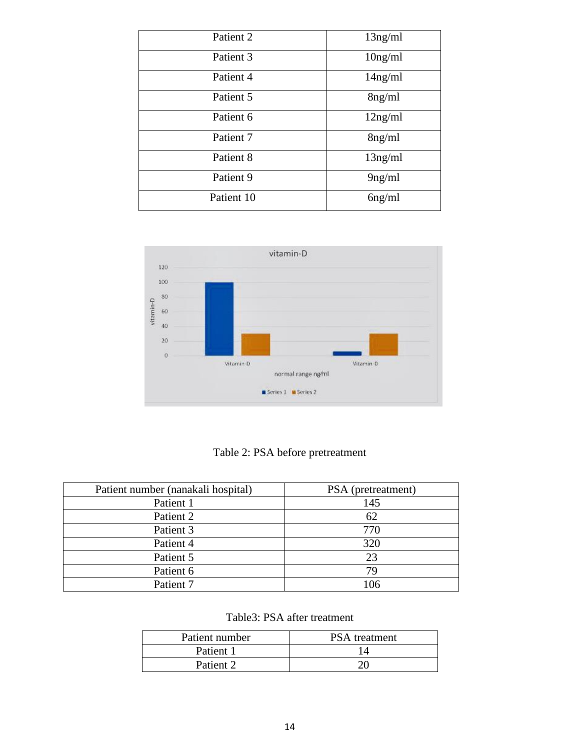| Patient 2 | 13ng/ml |
|---|---|
| Patient 3 | 10ng/ml |
| Patient 4 | 14ng/ml |
| Patient 5 | 8ng/ml |
| Patient 6 | 12ng/ml |
| Patient 7 | 8ng/ml |
| Patient 8 | 13ng/ml |
| Patient 9 | 9ng/ml |
| Patient 10 | 6ng/ml |

Table 2: PSA before pretreatment

| Patient number (nanakali hospital) | PSA (pretreatment) |
|---|---|
| Patient 1 | 145 |
| Patient 2 | 62 |
| Patient 3 | 770 |
| Patient 4 | 320 |
| Patient 5 | 23 |
| Patient 6 | 79 |
| Patient 7 | 106 |

Table3: PSA after treatment

| Patient number | PSA treatment |
|---|---|
| Patient 1 | 14 |
| Patient 2 | 20 |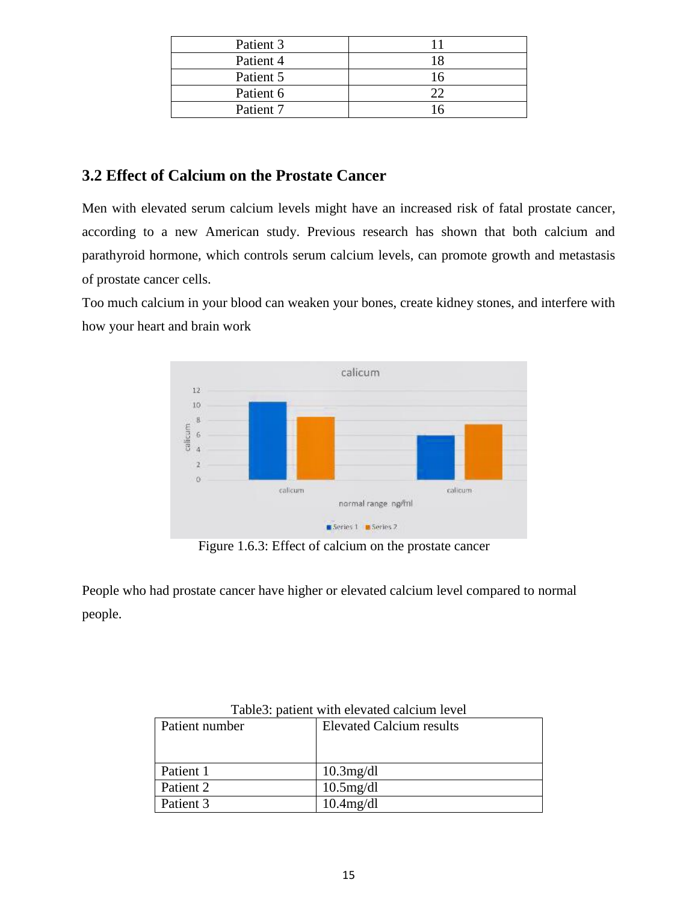| Patient 3 | 11 |
|---|---|
| Patient 4 | 18 |
| Patient 5 | 16 |
| Patient 6 | 22 |
| Patient 7 | 16 |

## 3.2 Effect of Calcium on the Prostate Cancer

Men with elevated serum calcium levels might have an increased risk of fatal prostate cancer, according to a new American study. Previous research has shown that both calcium and parathyroid hormone, which controls serum calcium levels, can promote growth and metastasis of prostate cancer cells.

Too much calcium in your blood can weaken your bones, create kidney stones, and interfere with how your heart and brain work

Figure 1.6.3: Effect of calcium on the prostate cancer

People who had prostate cancer have higher or elevated calcium level compared to normal people.

Table3: patient with elevated calcium level

| Patient number | Elevated Calcium results |
|---|---|
| Patient 1 | 10.3mg/dl |
| Patient 2 | 10.5mg/dl |
| Patient 3 | 10.4mg/dl |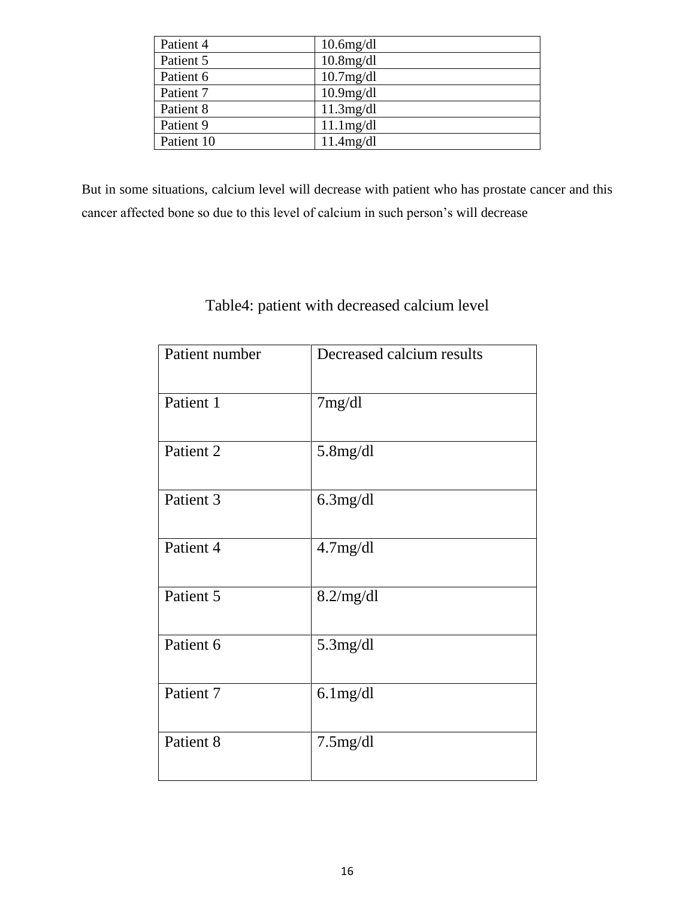| | |
|---|---|
| Patient 4 | 10.6mg/dl |
| Patient 5 | 10.8mg/dl |
| Patient 6 | 10.7mg/dl |
| Patient 7 | 10.9mg/dl |
| Patient 8 | 11.3mg/dl |
| Patient 9 | 11.1mg/dl |
| Patient 10 | 11.4mg/dl |

But in some situations, calcium level will decrease with patient who has prostate cancer and this cancer affected bone so due to this level of calcium in such person's will decrease

Table4: patient with decreased calcium level

| Patient number | Decreased calcium results |
|---|---|
| Patient 1 | 7mg/dl |
| Patient 2 | 5.8mg/dl |
| Patient 3 | 6.3mg/dl |
| Patient 4 | 4.7mg/dl |
| Patient 5 | 8.2/mg/dl |
| Patient 6 | 5.3mg/dl |
| Patient 7 | 6.1mg/dl |
| Patient 8 | 7.5mg/dl |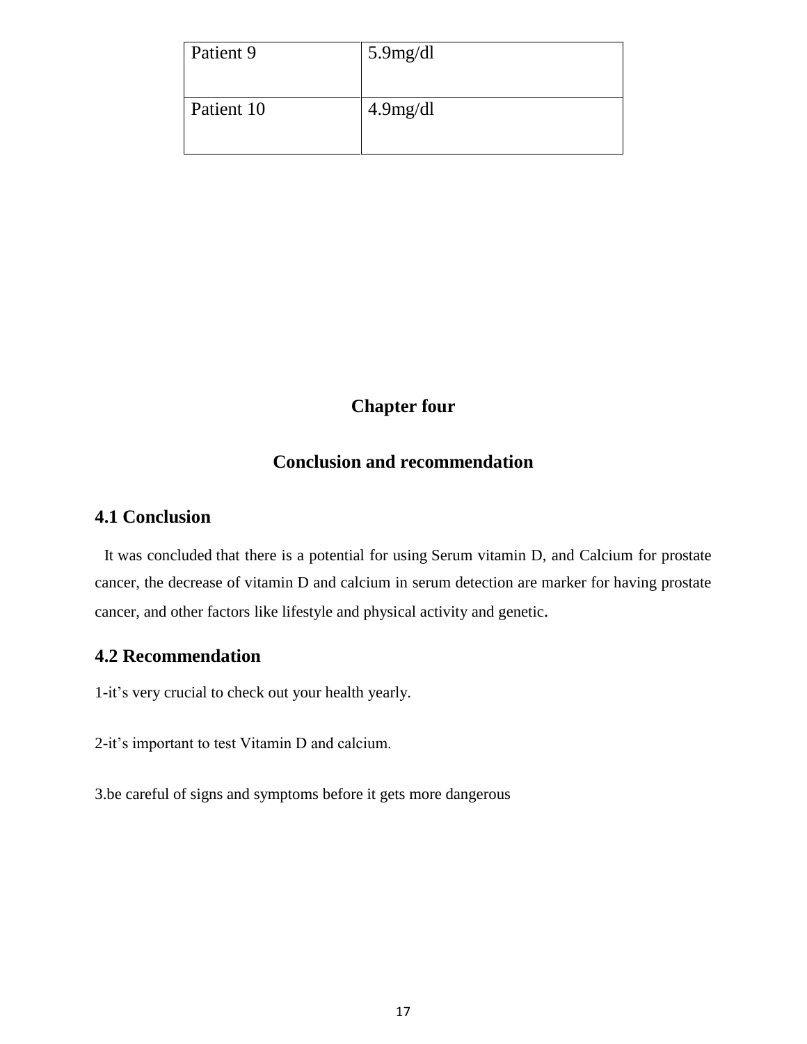| Patient 9 | 5.9mg/dl |
|---|---|
| Patient 10 | 4.9mg/dl |

# Chapter four

## Conclusion and recommendation

### 4.1 Conclusion

It was concluded that there is a potential for using Serum vitamin D, and Calcium for prostate cancer, the decrease of vitamin D and calcium in serum detection are marker for having prostate cancer, and other factors like lifestyle and physical activity and genetic.

### 4.2 Recommendation

1-it's very crucial to check out your health yearly.

2-it's important to test Vitamin D and calcium.

3.be careful of signs and symptoms before it gets more dangerous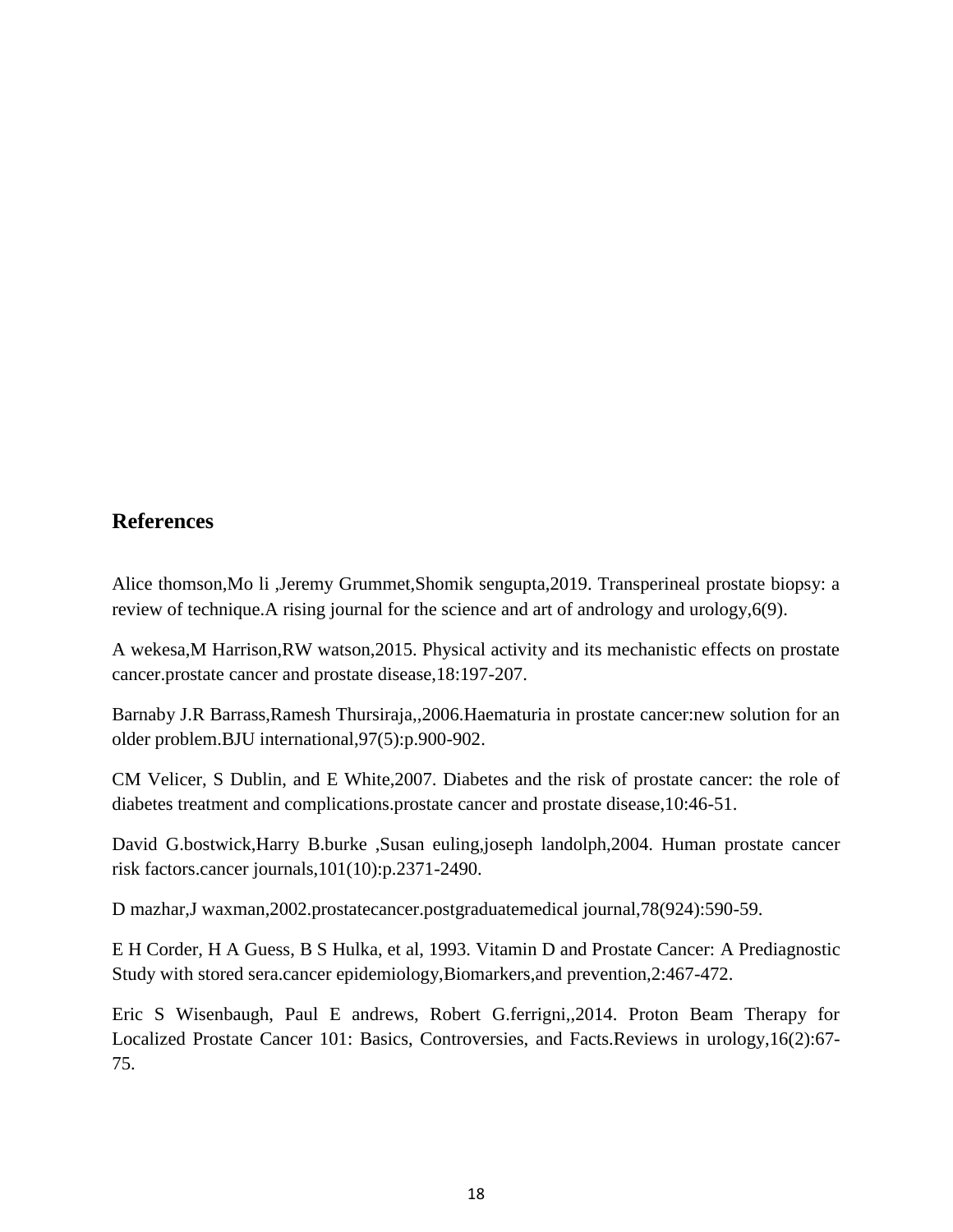## References

Alice thomson,Mo li ,Jeremy Grummet,Shomik sengupta,2019. Transperineal prostate biopsy: a review of technique.A rising journal for the science and art of andrology and urology,6(9).

A wekesa,M Harrison,RW watson,2015. Physical activity and its mechanistic effects on prostate cancer.prostate cancer and prostate disease,18:197-207.

Barnaby J.R Barrass,Ramesh Thursiraja,,2006.Haematuria in prostate cancer:new solution for an older problem.BJU international,97(5):p.900-902.

CM Velicer, S Dublin, and E White,2007. Diabetes and the risk of prostate cancer: the role of diabetes treatment and complications.prostate cancer and prostate disease,10:46-51.

David G.bostwick,Harry B.burke ,Susan euling,joseph landolph,2004. Human prostate cancer risk factors.cancer journals,101(10):p.2371-2490.

D mazhar,J waxman,2002.prostatecancer.postgraduatemedical journal,78(924):590-59.

E H Corder, H A Guess, B S Hulka, et al, 1993. Vitamin D and Prostate Cancer: A Prediagnostic Study with stored sera.cancer epidemiology,Biomarkers,and prevention,2:467-472.

Eric S Wisenbaugh, Paul E andrews, Robert G.ferrigni,,2014. Proton Beam Therapy for Localized Prostate Cancer 101: Basics, Controversies, and Facts.Reviews in urology,16(2):67-75.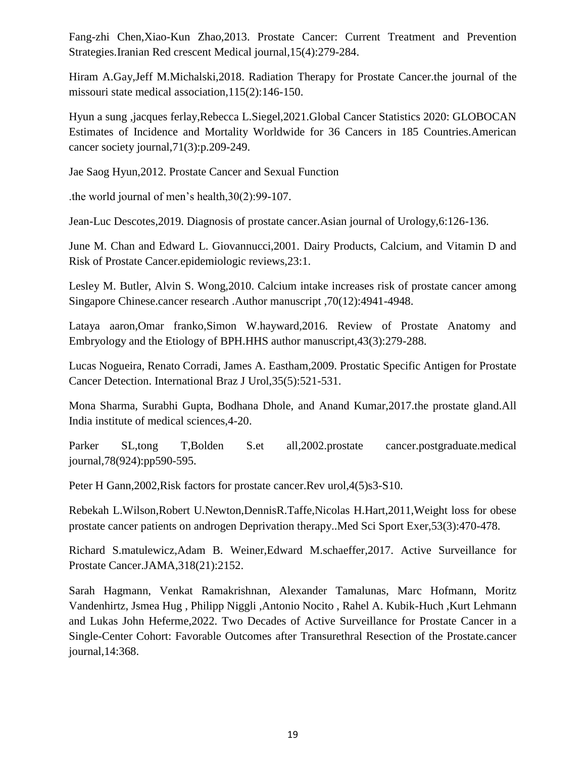Fang-zhi Chen,Xiao-Kun Zhao,2013. Prostate Cancer: Current Treatment and Prevention Strategies.Iranian Red crescent Medical journal,15(4):279-284.

Hiram A.Gay,Jeff M.Michalski,2018. Radiation Therapy for Prostate Cancer.the journal of the missouri state medical association,115(2):146-150.

Hyun a sung ,jacques ferlay,Rebecca L.Siegel,2021.Global Cancer Statistics 2020: GLOBOCAN Estimates of Incidence and Mortality Worldwide for 36 Cancers in 185 Countries.American cancer society journal,71(3):p.209-249.

Jae Saog Hyun,2012. Prostate Cancer and Sexual Function

.the world journal of men's health,30(2):99-107.

Jean-Luc Descotes,2019. Diagnosis of prostate cancer.Asian journal of Urology,6:126-136.

June M. Chan and Edward L. Giovannucci,2001. Dairy Products, Calcium, and Vitamin D and Risk of Prostate Cancer.epidemiologic reviews,23:1.

Lesley M. Butler, Alvin S. Wong,2010. Calcium intake increases risk of prostate cancer among Singapore Chinese.cancer research .Author manuscript ,70(12):4941-4948.

Lataya aaron,Omar franko,Simon W.hayward,2016. Review of Prostate Anatomy and Embryology and the Etiology of BPH.HHS author manuscript,43(3):279-288.

Lucas Nogueira, Renato Corradi, James A. Eastham,2009. Prostatic Specific Antigen for Prostate Cancer Detection. International Braz J Urol,35(5):521-531.

Mona Sharma, Surabhi Gupta, Bodhana Dhole, and Anand Kumar,2017.the prostate gland.All India institute of medical sciences,4-20.

Parker SL,tong T,Bolden S.et all,2002.prostate cancer.postgraduate.medical journal,78(924):pp590-595.

Peter H Gann,2002,Risk factors for prostate cancer.Rev urol,4(5)s3-S10.

Rebekah L.Wilson,Robert U.Newton,DennisR.Taffe,Nicolas H.Hart,2011,Weight loss for obese prostate cancer patients on androgen Deprivation therapy..Med Sci Sport Exer,53(3):470-478.

Richard S.matulewicz,Adam B. Weiner,Edward M.schaeffer,2017. Active Surveillance for Prostate Cancer.JAMA,318(21):2152.

Sarah Hagmann, Venkat Ramakrishnan, Alexander Tamalunas, Marc Hofmann, Moritz Vandenhirtz, Jsmea Hug , Philipp Niggli ,Antonio Nocito , Rahel A. Kubik-Huch ,Kurt Lehmann and Lukas John Heferme,2022. Two Decades of Active Surveillance for Prostate Cancer in a Single-Center Cohort: Favorable Outcomes after Transurethral Resection of the Prostate.cancer journal,14:368.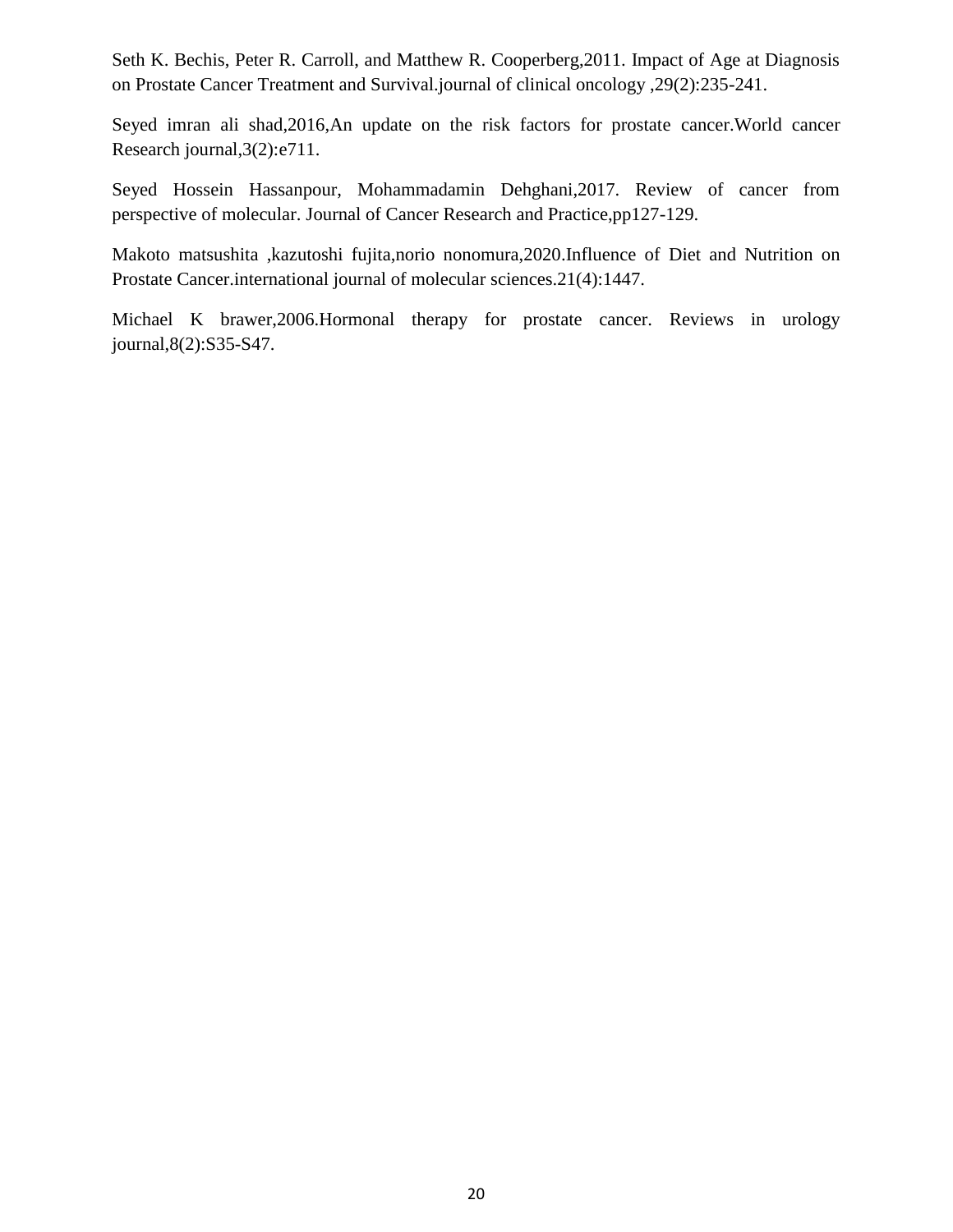Seth K. Bechis, Peter R. Carroll, and Matthew R. Cooperberg,2011. Impact of Age at Diagnosis on Prostate Cancer Treatment and Survival.journal of clinical oncology ,29(2):235-241.

Seyed imran ali shad,2016,An update on the risk factors for prostate cancer.World cancer Research journal,3(2):e711.

Seyed Hossein Hassanpour, Mohammadamin Dehghani,2017. Review of cancer from perspective of molecular. Journal of Cancer Research and Practice,pp127-129.

Makoto matsushita ,kazutoshi fujita,norio nonomura,2020.Influence of Diet and Nutrition on Prostate Cancer.international journal of molecular sciences.21(4):1447.

Michael K brawer,2006.Hormonal therapy for prostate cancer. Reviews in urology journal,8(2):S35-S47.